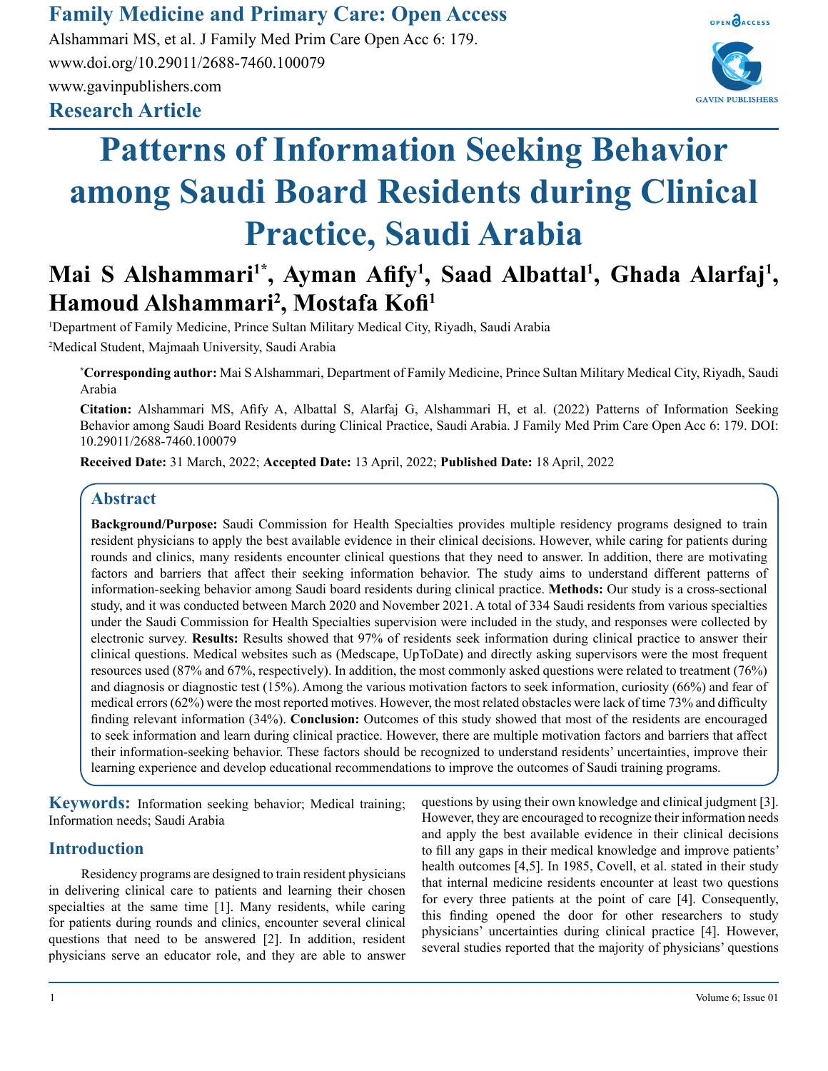# Patterns of Information Seeking Behavior among Saudi Board Residents during Clinical Practice, Saudi Arabia

**Research Article**

**Mai S Alshammari[1*], Ayman Afify[1], Saad Albattal[1], Ghada Alarfaj[1], Hamoud Alshammari[2], Mostafa Kofi[1]**

[1]Department of Family Medicine, Prince Sultan Military Medical City, Riyadh, Saudi Arabia

[2]Medical Student, Majmaah University, Saudi Arabia

**\*Corresponding author:** Mai S Alshammari, Department of Family Medicine, Prince Sultan Military Medical City, Riyadh, Saudi Arabia

**Citation:** Alshammari MS, Afify A, Albattal S, Alarfaj G, Alshammari H, et al. (2022) Patterns of Information Seeking Behavior among Saudi Board Residents during Clinical Practice, Saudi Arabia. J Family Med Prim Care Open Acc 6: 179. DOI: 10.29011/2688-7460.100079

**Received Date:** 31 March, 2022; **Accepted Date:** 13 April, 2022; **Published Date:** 18 April, 2022

## Abstract

**Background/Purpose:** Saudi Commission for Health Specialties provides multiple residency programs designed to train resident physicians to apply the best available evidence in their clinical decisions. However, while caring for patients during rounds and clinics, many residents encounter clinical questions that they need to answer. In addition, there are motivating factors and barriers that affect their seeking information behavior. The study aims to understand different patterns of information-seeking behavior among Saudi board residents during clinical practice. **Methods:** Our study is a cross-sectional study, and it was conducted between March 2020 and November 2021. A total of 334 Saudi residents from various specialties under the Saudi Commission for Health Specialties supervision were included in the study, and responses were collected by electronic survey. **Results:** Results showed that 97% of residents seek information during clinical practice to answer their clinical questions. Medical websites such as (Medscape, UpToDate) and directly asking supervisors were the most frequent resources used (87% and 67%, respectively). In addition, the most commonly asked questions were related to treatment (76%) and diagnosis or diagnostic test (15%). Among the various motivation factors to seek information, curiosity (66%) and fear of medical errors (62%) were the most reported motives. However, the most related obstacles were lack of time 73% and difficulty finding relevant information (34%). **Conclusion:** Outcomes of this study showed that most of the residents are encouraged to seek information and learn during clinical practice. However, there are multiple motivation factors and barriers that affect their information-seeking behavior. These factors should be recognized to understand residents' uncertainties, improve their learning experience and develop educational recommendations to improve the outcomes of Saudi training programs.

**Keywords:** Information seeking behavior; Medical training; Information needs; Saudi Arabia

## Introduction

Residency programs are designed to train resident physicians in delivering clinical care to patients and learning their chosen specialties at the same time [1]. Many residents, while caring for patients during rounds and clinics, encounter several clinical questions that need to be answered [2]. In addition, resident physicians serve an educator role, and they are able to answer questions by using their own knowledge and clinical judgment [3]. However, they are encouraged to recognize their information needs and apply the best available evidence in their clinical decisions to fill any gaps in their medical knowledge and improve patients' health outcomes [4,5]. In 1985, Covell, et al. stated in their study that internal medicine residents encounter at least two questions for every three patients at the point of care [4]. Consequently, this finding opened the door for other researchers to study physicians' uncertainties during clinical practice [4]. However, several studies reported that the majority of physicians' questions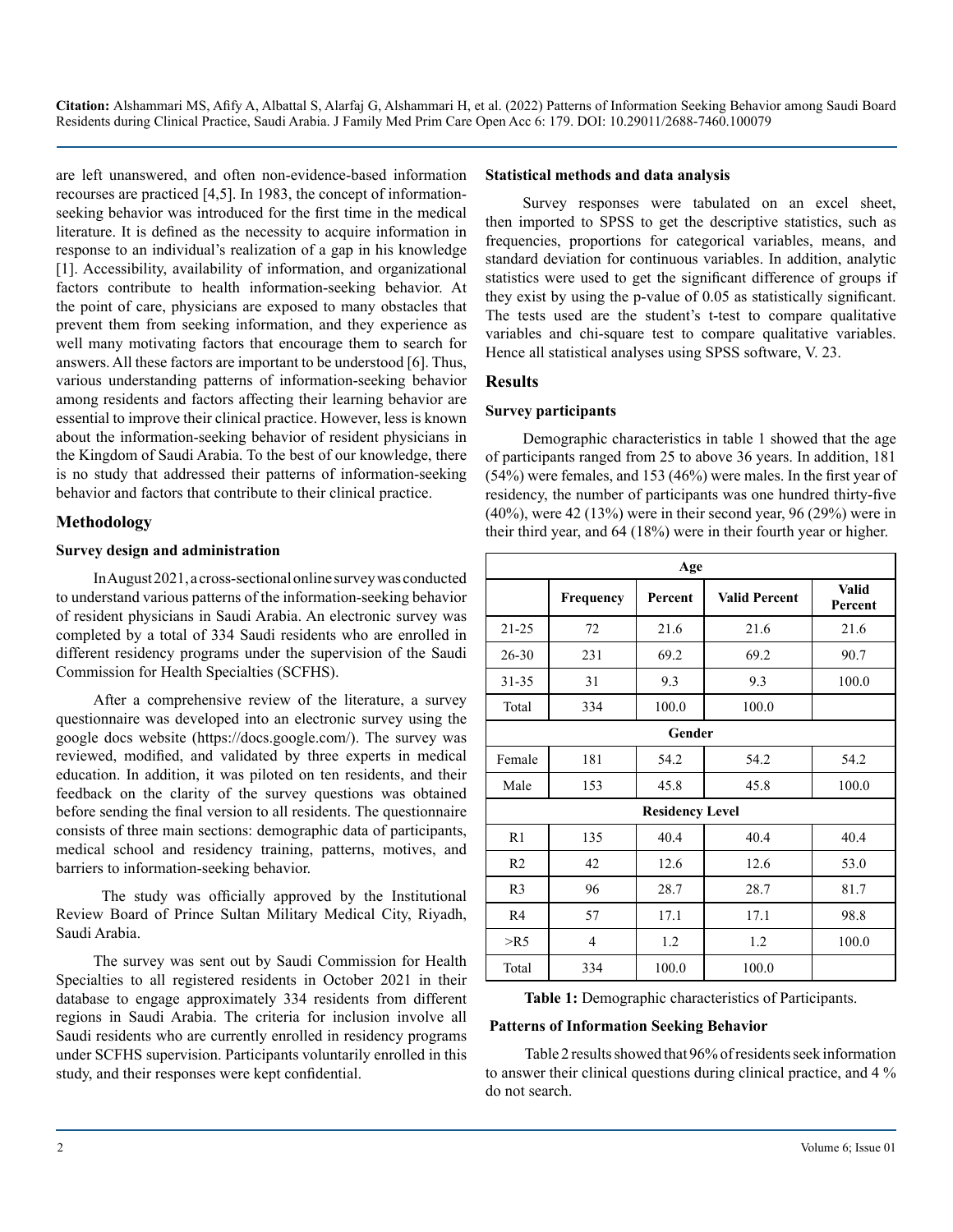are left unanswered, and often non-evidence-based information recourses are practiced [4,5]. In 1983, the concept of information-seeking behavior was introduced for the first time in the medical literature. It is defined as the necessity to acquire information in response to an individual's realization of a gap in his knowledge [1]. Accessibility, availability of information, and organizational factors contribute to health information-seeking behavior. At the point of care, physicians are exposed to many obstacles that prevent them from seeking information, and they experience as well many motivating factors that encourage them to search for answers. All these factors are important to be understood [6]. Thus, various understanding patterns of information-seeking behavior among residents and factors affecting their learning behavior are essential to improve their clinical practice. However, less is known about the information-seeking behavior of resident physicians in the Kingdom of Saudi Arabia. To the best of our knowledge, there is no study that addressed their patterns of information-seeking behavior and factors that contribute to their clinical practice.

## Methodology

### Survey design and administration

In August 2021, a cross-sectional online survey was conducted to understand various patterns of the information-seeking behavior of resident physicians in Saudi Arabia. An electronic survey was completed by a total of 334 Saudi residents who are enrolled in different residency programs under the supervision of the Saudi Commission for Health Specialties (SCFHS).

After a comprehensive review of the literature, a survey questionnaire was developed into an electronic survey using the google docs website (https://docs.google.com/). The survey was reviewed, modified, and validated by three experts in medical education. In addition, it was piloted on ten residents, and their feedback on the clarity of the survey questions was obtained before sending the final version to all residents. The questionnaire consists of three main sections: demographic data of participants, medical school and residency training, patterns, motives, and barriers to information-seeking behavior.

The study was officially approved by the Institutional Review Board of Prince Sultan Military Medical City, Riyadh, Saudi Arabia.

The survey was sent out by Saudi Commission for Health Specialties to all registered residents in October 2021 in their database to engage approximately 334 residents from different regions in Saudi Arabia. The criteria for inclusion involve all Saudi residents who are currently enrolled in residency programs under SCFHS supervision. Participants voluntarily enrolled in this study, and their responses were kept confidential.

### Statistical methods and data analysis

Survey responses were tabulated on an excel sheet, then imported to SPSS to get the descriptive statistics, such as frequencies, proportions for categorical variables, means, and standard deviation for continuous variables. In addition, analytic statistics were used to get the significant difference of groups if they exist by using the p-value of 0.05 as statistically significant. The tests used are the student's t-test to compare qualitative variables and chi-square test to compare qualitative variables. Hence all statistical analyses using SPSS software, V. 23.

## Results

### Survey participants

Demographic characteristics in table 1 showed that the age of participants ranged from 25 to above 36 years. In addition, 181 (54%) were females, and 153 (46%) were males. In the first year of residency, the number of participants was one hundred thirty-five (40%), were 42 (13%) were in their second year, 96 (29%) were in their third year, and 64 (18%) were in their fourth year or higher.

| Age | | | | |
|---|---|---|---|---|
| | **Frequency** | **Percent** | **Valid Percent** | **Valid Percent** |
| 21-25 | 72 | 21.6 | 21.6 | 21.6 |
| 26-30 | 231 | 69.2 | 69.2 | 90.7 |
| 31-35 | 31 | 9.3 | 9.3 | 100.0 |
| Total | 334 | 100.0 | 100.0 | |
| **Gender** | | | | |
| Female | 181 | 54.2 | 54.2 | 54.2 |
| Male | 153 | 45.8 | 45.8 | 100.0 |
| **Residency Level** | | | | |
| R1 | 135 | 40.4 | 40.4 | 40.4 |
| R2 | 42 | 12.6 | 12.6 | 53.0 |
| R3 | 96 | 28.7 | 28.7 | 81.7 |
| R4 | 57 | 17.1 | 17.1 | 98.8 |
| >R5 | 4 | 1.2 | 1.2 | 100.0 |
| Total | 334 | 100.0 | 100.0 | |

**Table 1:** Demographic characteristics of Participants.

### Patterns of Information Seeking Behavior

Table 2 results showed that 96% of residents seek information to answer their clinical questions during clinical practice, and 4 % do not search.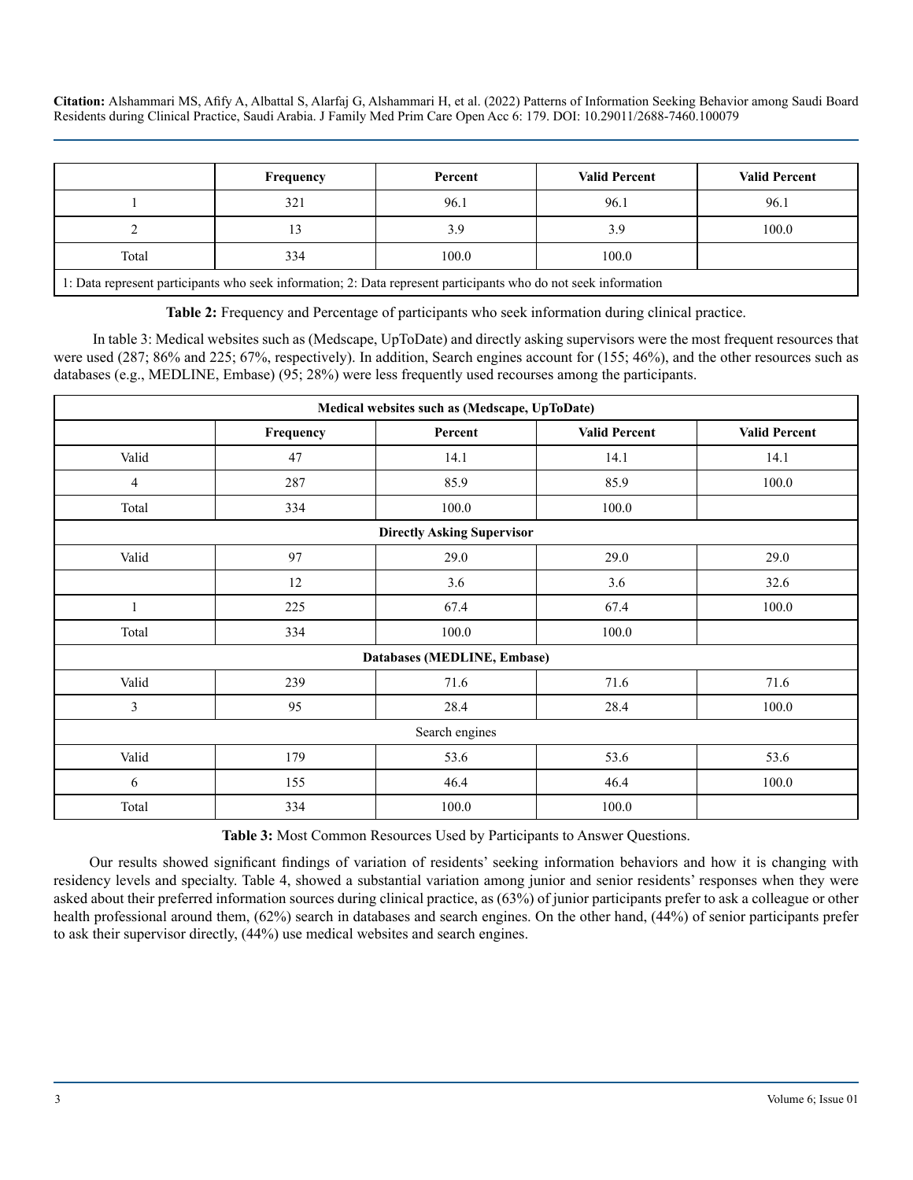| | Frequency | Percent | Valid Percent | Valid Percent |
|---|---|---|---|---|
| 1 | 321 | 96.1 | 96.1 | 96.1 |
| 2 | 13 | 3.9 | 3.9 | 100.0 |
| Total | 334 | 100.0 | 100.0 | |
| 1: Data represent participants who seek information; 2: Data represent participants who do not seek information | | | | |

**Table 2:** Frequency and Percentage of participants who seek information during clinical practice.

In table 3: Medical websites such as (Medscape, UpToDate) and directly asking supervisors were the most frequent resources that were used (287; 86% and 225; 67%, respectively). In addition, Search engines account for (155; 46%), and the other resources such as databases (e.g., MEDLINE, Embase) (95; 28%) were less frequently used recourses among the participants.

| **Medical websites such as (Medscape, UpToDate)** | | | | |
|---|---|---|---|---|
| | **Frequency** | **Percent** | **Valid Percent** | **Valid Percent** |
| Valid | 47 | 14.1 | 14.1 | 14.1 |
| 4 | 287 | 85.9 | 85.9 | 100.0 |
| Total | 334 | 100.0 | 100.0 | |
| **Directly Asking Supervisor** | | | | |
| Valid | 97 | 29.0 | 29.0 | 29.0 |
| | 12 | 3.6 | 3.6 | 32.6 |
| 1 | 225 | 67.4 | 67.4 | 100.0 |
| Total | 334 | 100.0 | 100.0 | |
| **Databases (MEDLINE, Embase)** | | | | |
| Valid | 239 | 71.6 | 71.6 | 71.6 |
| 3 | 95 | 28.4 | 28.4 | 100.0 |
| Search engines | | | | |
| Valid | 179 | 53.6 | 53.6 | 53.6 |
| 6 | 155 | 46.4 | 46.4 | 100.0 |
| Total | 334 | 100.0 | 100.0 | |

**Table 3:** Most Common Resources Used by Participants to Answer Questions.

Our results showed significant findings of variation of residents' seeking information behaviors and how it is changing with residency levels and specialty. Table 4, showed a substantial variation among junior and senior residents' responses when they were asked about their preferred information sources during clinical practice, as (63%) of junior participants prefer to ask a colleague or other health professional around them, (62%) search in databases and search engines. On the other hand, (44%) of senior participants prefer to ask their supervisor directly, (44%) use medical websites and search engines.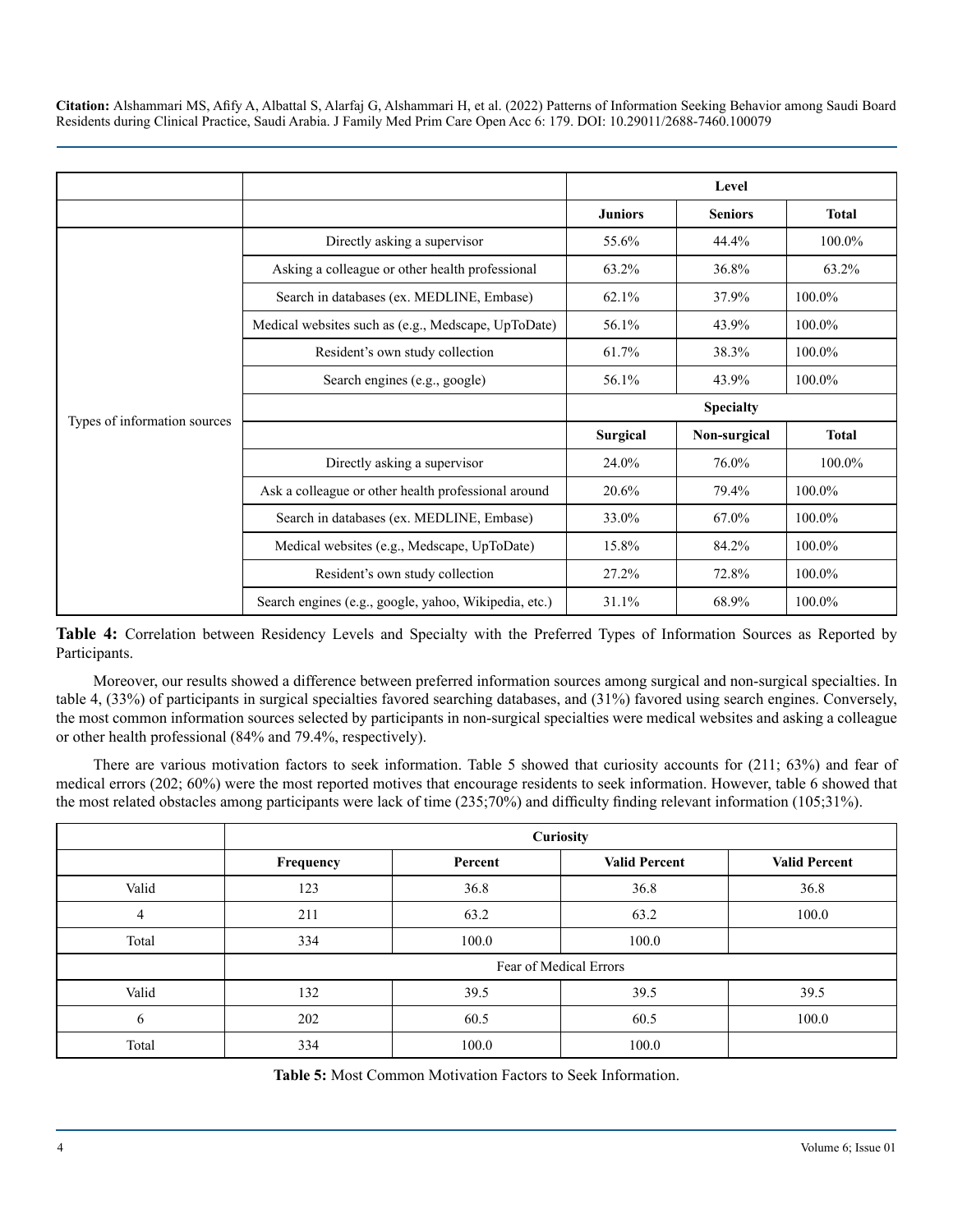| | | Level | | |
|---|---|---|---|---|
| | | **Juniors** | **Seniors** | **Total** |
| Types of information sources | Directly asking a supervisor | 55.6% | 44.4% | 100.0% |
| | Asking a colleague or other health professional | 63.2% | 36.8% | 63.2% |
| | Search in databases (ex. MEDLINE, Embase) | 62.1% | 37.9% | 100.0% |
| | Medical websites such as (e.g., Medscape, UpToDate) | 56.1% | 43.9% | 100.0% |
| | Resident's own study collection | 61.7% | 38.3% | 100.0% |
| | Search engines (e.g., google) | 56.1% | 43.9% | 100.0% |
| | | **Specialty** | | |
| | | **Surgical** | **Non-surgical** | **Total** |
| | Directly asking a supervisor | 24.0% | 76.0% | 100.0% |
| | Ask a colleague or other health professional around | 20.6% | 79.4% | 100.0% |
| | Search in databases (ex. MEDLINE, Embase) | 33.0% | 67.0% | 100.0% |
| | Medical websites (e.g., Medscape, UpToDate) | 15.8% | 84.2% | 100.0% |
| | Resident's own study collection | 27.2% | 72.8% | 100.0% |
| | Search engines (e.g., google, yahoo, Wikipedia, etc.) | 31.1% | 68.9% | 100.0% |

**Table 4:** Correlation between Residency Levels and Specialty with the Preferred Types of Information Sources as Reported by Participants.

Moreover, our results showed a difference between preferred information sources among surgical and non-surgical specialties. In table 4, (33%) of participants in surgical specialties favored searching databases, and (31%) favored using search engines. Conversely, the most common information sources selected by participants in non-surgical specialties were medical websites and asking a colleague or other health professional (84% and 79.4%, respectively).

There are various motivation factors to seek information. Table 5 showed that curiosity accounts for (211; 63%) and fear of medical errors (202; 60%) were the most reported motives that encourage residents to seek information. However, table 6 showed that the most related obstacles among participants were lack of time (235;70%) and difficulty finding relevant information (105;31%).

| | Curiosity | | | |
|---|---|---|---|---|
| | **Frequency** | **Percent** | **Valid Percent** | **Valid Percent** |
| Valid | 123 | 36.8 | 36.8 | 36.8 |
| 4 | 211 | 63.2 | 63.2 | 100.0 |
| Total | 334 | 100.0 | 100.0 | |
| | Fear of Medical Errors | | | |
| Valid | 132 | 39.5 | 39.5 | 39.5 |
| 6 | 202 | 60.5 | 60.5 | 100.0 |
| Total | 334 | 100.0 | 100.0 | |

**Table 5:** Most Common Motivation Factors to Seek Information.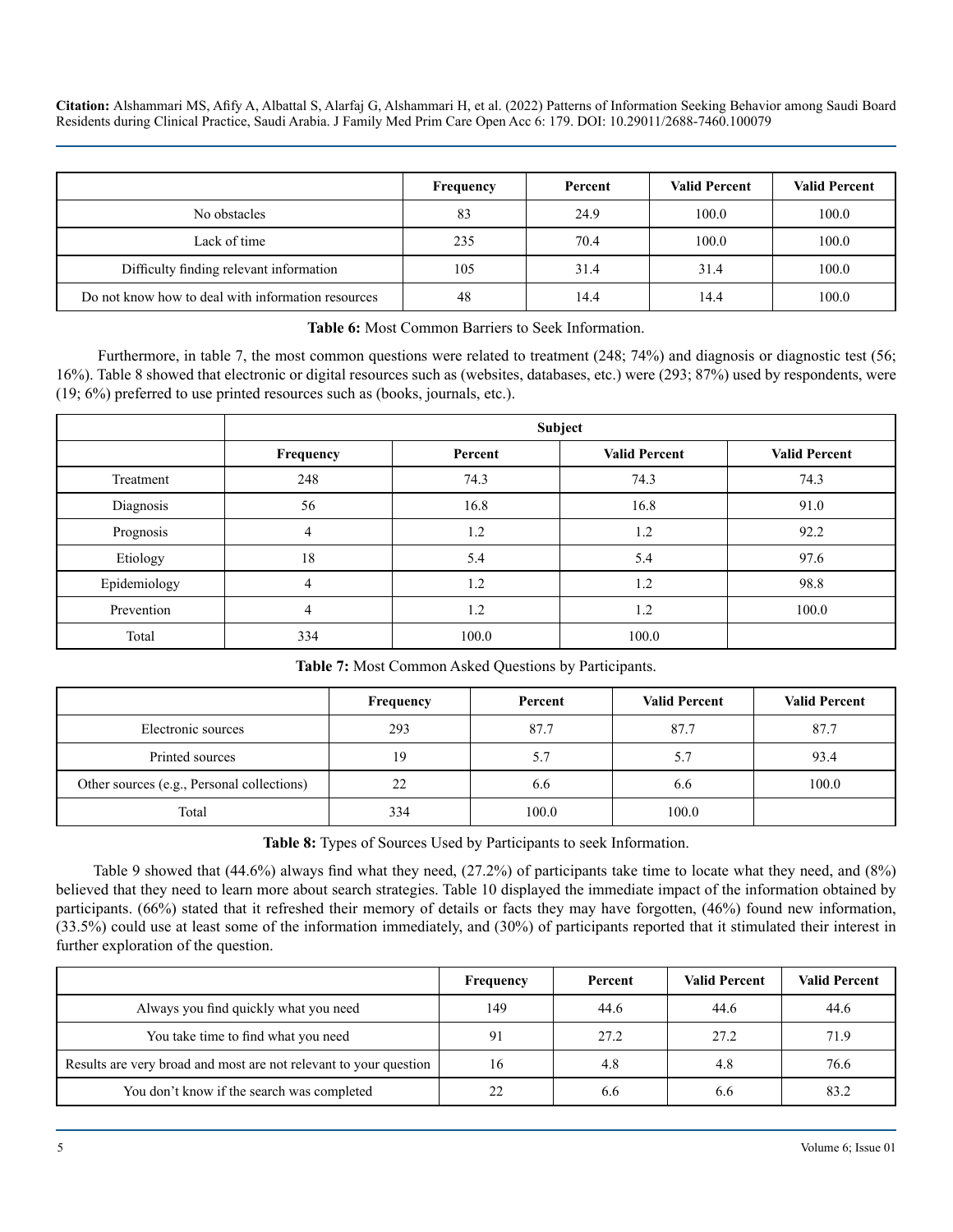| | Frequency | Percent | Valid Percent | Valid Percent |
|---|---|---|---|---|
| No obstacles | 83 | 24.9 | 100.0 | 100.0 |
| Lack of time | 235 | 70.4 | 100.0 | 100.0 |
| Difficulty finding relevant information | 105 | 31.4 | 31.4 | 100.0 |
| Do not know how to deal with information resources | 48 | 14.4 | 14.4 | 100.0 |

**Table 6:** Most Common Barriers to Seek Information.

Furthermore, in table 7, the most common questions were related to treatment (248; 74%) and diagnosis or diagnostic test (56; 16%). Table 8 showed that electronic or digital resources such as (websites, databases, etc.) were (293; 87%) used by respondents, were (19; 6%) preferred to use printed resources such as (books, journals, etc.).

| | Subject | | | |
|---|---|---|---|---|
| | Frequency | Percent | Valid Percent | Valid Percent |
| Treatment | 248 | 74.3 | 74.3 | 74.3 |
| Diagnosis | 56 | 16.8 | 16.8 | 91.0 |
| Prognosis | 4 | 1.2 | 1.2 | 92.2 |
| Etiology | 18 | 5.4 | 5.4 | 97.6 |
| Epidemiology | 4 | 1.2 | 1.2 | 98.8 |
| Prevention | 4 | 1.2 | 1.2 | 100.0 |
| Total | 334 | 100.0 | 100.0 | |

**Table 7:** Most Common Asked Questions by Participants.

| | Frequency | Percent | Valid Percent | Valid Percent |
|---|---|---|---|---|
| Electronic sources | 293 | 87.7 | 87.7 | 87.7 |
| Printed sources | 19 | 5.7 | 5.7 | 93.4 |
| Other sources (e.g., Personal collections) | 22 | 6.6 | 6.6 | 100.0 |
| Total | 334 | 100.0 | 100.0 | |

**Table 8:** Types of Sources Used by Participants to seek Information.

Table 9 showed that (44.6%) always find what they need, (27.2%) of participants take time to locate what they need, and (8%) believed that they need to learn more about search strategies. Table 10 displayed the immediate impact of the information obtained by participants. (66%) stated that it refreshed their memory of details or facts they may have forgotten, (46%) found new information, (33.5%) could use at least some of the information immediately, and (30%) of participants reported that it stimulated their interest in further exploration of the question.

| | Frequency | Percent | Valid Percent | Valid Percent |
|---|---|---|---|---|
| Always you find quickly what you need | 149 | 44.6 | 44.6 | 44.6 |
| You take time to find what you need | 91 | 27.2 | 27.2 | 71.9 |
| Results are very broad and most are not relevant to your question | 16 | 4.8 | 4.8 | 76.6 |
| You don't know if the search was completed | 22 | 6.6 | 6.6 | 83.2 |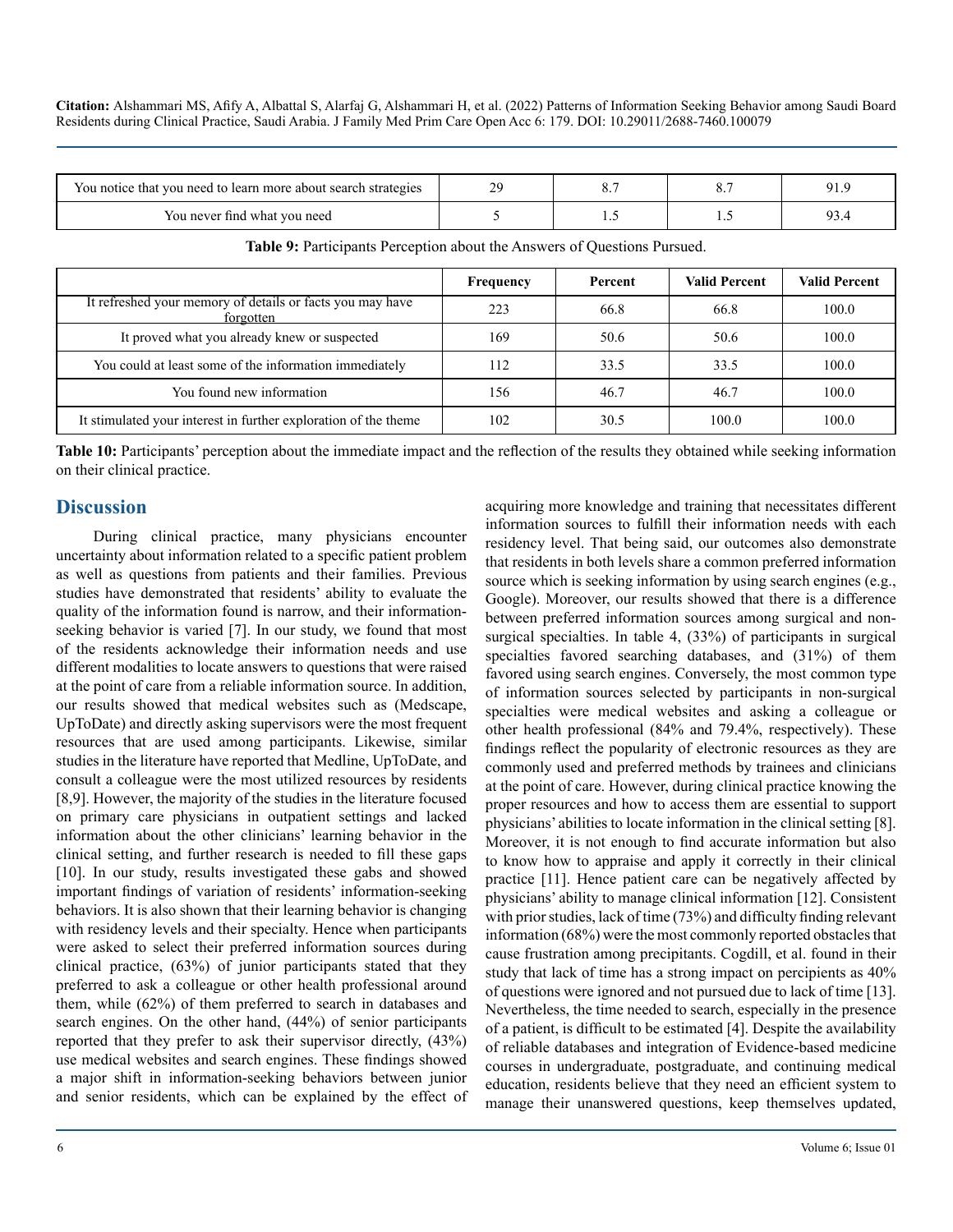| You notice that you need to learn more about search strategies | 29 | 8.7 | 8.7 | 91.9 |
|---|---|---|---|---|
| You never find what you need | 5 | 1.5 | 1.5 | 93.4 |

**Table 9:** Participants Perception about the Answers of Questions Pursued.

| | Frequency | Percent | Valid Percent | Valid Percent |
|---|---|---|---|---|
| It refreshed your memory of details or facts you may have forgotten | 223 | 66.8 | 66.8 | 100.0 |
| It proved what you already knew or suspected | 169 | 50.6 | 50.6 | 100.0 |
| You could at least some of the information immediately | 112 | 33.5 | 33.5 | 100.0 |
| You found new information | 156 | 46.7 | 46.7 | 100.0 |
| It stimulated your interest in further exploration of the theme | 102 | 30.5 | 100.0 | 100.0 |

**Table 10:** Participants' perception about the immediate impact and the reflection of the results they obtained while seeking information on their clinical practice.

## Discussion

During clinical practice, many physicians encounter uncertainty about information related to a specific patient problem as well as questions from patients and their families. Previous studies have demonstrated that residents' ability to evaluate the quality of the information found is narrow, and their information-seeking behavior is varied [7]. In our study, we found that most of the residents acknowledge their information needs and use different modalities to locate answers to questions that were raised at the point of care from a reliable information source. In addition, our results showed that medical websites such as (Medscape, UpToDate) and directly asking supervisors were the most frequent resources that are used among participants. Likewise, similar studies in the literature have reported that Medline, UpToDate, and consult a colleague were the most utilized resources by residents [8,9]. However, the majority of the studies in the literature focused on primary care physicians in outpatient settings and lacked information about the other clinicians' learning behavior in the clinical setting, and further research is needed to fill these gaps [10]. In our study, results investigated these gabs and showed important findings of variation of residents' information-seeking behaviors. It is also shown that their learning behavior is changing with residency levels and their specialty. Hence when participants were asked to select their preferred information sources during clinical practice, (63%) of junior participants stated that they preferred to ask a colleague or other health professional around them, while (62%) of them preferred to search in databases and search engines. On the other hand, (44%) of senior participants reported that they prefer to ask their supervisor directly, (43%) use medical websites and search engines. These findings showed a major shift in information-seeking behaviors between junior and senior residents, which can be explained by the effect of acquiring more knowledge and training that necessitates different information sources to fulfill their information needs with each residency level. That being said, our outcomes also demonstrate that residents in both levels share a common preferred information source which is seeking information by using search engines (e.g., Google). Moreover, our results showed that there is a difference between preferred information sources among surgical and non-surgical specialties. In table 4, (33%) of participants in surgical specialties favored searching databases, and (31%) of them favored using search engines. Conversely, the most common type of information sources selected by participants in non-surgical specialties were medical websites and asking a colleague or other health professional (84% and 79.4%, respectively). These findings reflect the popularity of electronic resources as they are commonly used and preferred methods by trainees and clinicians at the point of care. However, during clinical practice knowing the proper resources and how to access them are essential to support physicians' abilities to locate information in the clinical setting [8]. Moreover, it is not enough to find accurate information but also to know how to appraise and apply it correctly in their clinical practice [11]. Hence patient care can be negatively affected by physicians' ability to manage clinical information [12]. Consistent with prior studies, lack of time (73%) and difficulty finding relevant information (68%) were the most commonly reported obstacles that cause frustration among precipitants. Cogdill, et al. found in their study that lack of time has a strong impact on percipients as 40% of questions were ignored and not pursued due to lack of time [13]. Nevertheless, the time needed to search, especially in the presence of a patient, is difficult to be estimated [4]. Despite the availability of reliable databases and integration of Evidence-based medicine courses in undergraduate, postgraduate, and continuing medical education, residents believe that they need an efficient system to manage their unanswered questions, keep themselves updated,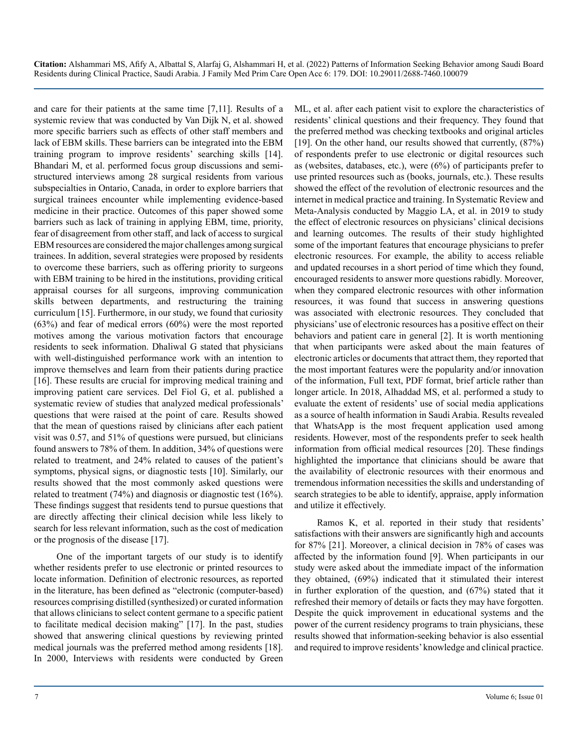and care for their patients at the same time [7,11]. Results of a systemic review that was conducted by Van Dijk N, et al. showed more specific barriers such as effects of other staff members and lack of EBM skills. These barriers can be integrated into the EBM training program to improve residents' searching skills [14]. Bhandari M, et al. performed focus group discussions and semi-structured interviews among 28 surgical residents from various subspecialties in Ontario, Canada, in order to explore barriers that surgical trainees encounter while implementing evidence-based medicine in their practice. Outcomes of this paper showed some barriers such as lack of training in applying EBM, time, priority, fear of disagreement from other staff, and lack of access to surgical EBM resources are considered the major challenges among surgical trainees. In addition, several strategies were proposed by residents to overcome these barriers, such as offering priority to surgeons with EBM training to be hired in the institutions, providing critical appraisal courses for all surgeons, improving communication skills between departments, and restructuring the training curriculum [15]. Furthermore, in our study, we found that curiosity (63%) and fear of medical errors (60%) were the most reported motives among the various motivation factors that encourage residents to seek information. Dhaliwal G stated that physicians with well-distinguished performance work with an intention to improve themselves and learn from their patients during practice [16]. These results are crucial for improving medical training and improving patient care services. Del Fiol G, et al. published a systematic review of studies that analyzed medical professionals' questions that were raised at the point of care. Results showed that the mean of questions raised by clinicians after each patient visit was 0.57, and 51% of questions were pursued, but clinicians found answers to 78% of them. In addition, 34% of questions were related to treatment, and 24% related to causes of the patient's symptoms, physical signs, or diagnostic tests [10]. Similarly, our results showed that the most commonly asked questions were related to treatment (74%) and diagnosis or diagnostic test (16%). These findings suggest that residents tend to pursue questions that are directly affecting their clinical decision while less likely to search for less relevant information, such as the cost of medication or the prognosis of the disease [17].

One of the important targets of our study is to identify whether residents prefer to use electronic or printed resources to locate information. Definition of electronic resources, as reported in the literature, has been defined as "electronic (computer-based) resources comprising distilled (synthesized) or curated information that allows clinicians to select content germane to a specific patient to facilitate medical decision making" [17]. In the past, studies showed that answering clinical questions by reviewing printed medical journals was the preferred method among residents [18]. In 2000, Interviews with residents were conducted by Green ML, et al. after each patient visit to explore the characteristics of residents' clinical questions and their frequency. They found that the preferred method was checking textbooks and original articles [19]. On the other hand, our results showed that currently, (87%) of respondents prefer to use electronic or digital resources such as (websites, databases, etc.), were (6%) of participants prefer to use printed resources such as (books, journals, etc.). These results showed the effect of the revolution of electronic resources and the internet in medical practice and training. In Systematic Review and Meta-Analysis conducted by Maggio LA, et al. in 2019 to study the effect of electronic resources on physicians' clinical decisions and learning outcomes. The results of their study highlighted some of the important features that encourage physicians to prefer electronic resources. For example, the ability to access reliable and updated recourses in a short period of time which they found, encouraged residents to answer more questions rabidly. Moreover, when they compared electronic resources with other information resources, it was found that success in answering questions was associated with electronic resources. They concluded that physicians' use of electronic resources has a positive effect on their behaviors and patient care in general [2]. It is worth mentioning that when participants were asked about the main features of electronic articles or documents that attract them, they reported that the most important features were the popularity and/or innovation of the information, Full text, PDF format, brief article rather than longer article. In 2018, Alhaddad MS, et al. performed a study to evaluate the extent of residents' use of social media applications as a source of health information in Saudi Arabia. Results revealed that WhatsApp is the most frequent application used among residents. However, most of the respondents prefer to seek health information from official medical resources [20]. These findings highlighted the importance that clinicians should be aware that the availability of electronic resources with their enormous and tremendous information necessities the skills and understanding of search strategies to be able to identify, appraise, apply information and utilize it effectively.

Ramos K, et al. reported in their study that residents' satisfactions with their answers are significantly high and accounts for 87% [21]. Moreover, a clinical decision in 78% of cases was affected by the information found [9]. When participants in our study were asked about the immediate impact of the information they obtained, (69%) indicated that it stimulated their interest in further exploration of the question, and (67%) stated that it refreshed their memory of details or facts they may have forgotten. Despite the quick improvement in educational systems and the power of the current residency programs to train physicians, these results showed that information-seeking behavior is also essential and required to improve residents' knowledge and clinical practice.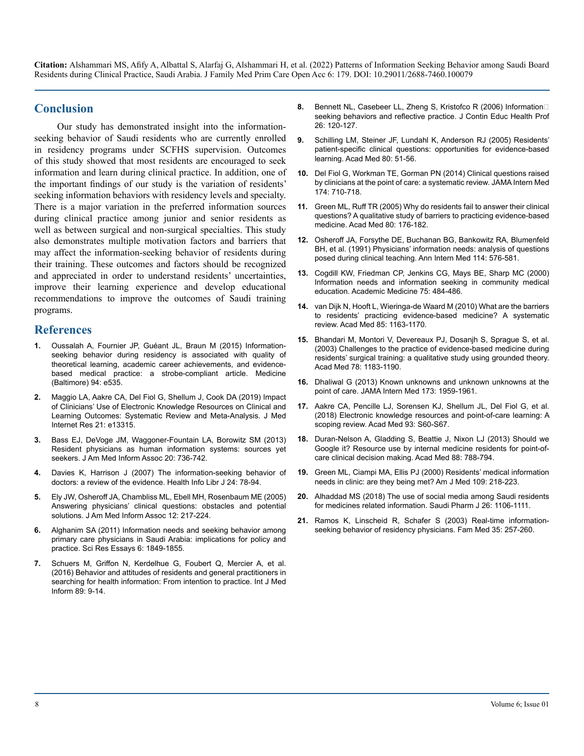## Conclusion

Our study has demonstrated insight into the information-seeking behavior of Saudi residents who are currently enrolled in residency programs under SCFHS supervision. Outcomes of this study showed that most residents are encouraged to seek information and learn during clinical practice. In addition, one of the important findings of our study is the variation of residents' seeking information behaviors with residency levels and specialty. There is a major variation in the preferred information sources during clinical practice among junior and senior residents as well as between surgical and non-surgical specialties. This study also demonstrates multiple motivation factors and barriers that may affect the information-seeking behavior of residents during their training. These outcomes and factors should be recognized and appreciated in order to understand residents' uncertainties, improve their learning experience and develop educational recommendations to improve the outcomes of Saudi training programs.

## References

1. Oussalah A, Fournier JP, Guéant JL, Braun M (2015) Information-seeking behavior during residency is associated with quality of theoretical learning, academic career achievements, and evidence-based medical practice: a strobe-compliant article. Medicine (Baltimore) 94: e535.
2. Maggio LA, Aakre CA, Del Fiol G, Shellum J, Cook DA (2019) Impact of Clinicians' Use of Electronic Knowledge Resources on Clinical and Learning Outcomes: Systematic Review and Meta-Analysis. J Med Internet Res 21: e13315.
3. Bass EJ, DeVoge JM, Waggoner-Fountain LA, Borowitz SM (2013) Resident physicians as human information systems: sources yet seekers. J Am Med Inform Assoc 20: 736-742.
4. Davies K, Harrison J (2007) The information-seeking behavior of doctors: a review of the evidence. Health Info Libr J 24: 78-94.
5. Ely JW, Osheroff JA, Chambliss ML, Ebell MH, Rosenbaum ME (2005) Answering physicians' clinical questions: obstacles and potential solutions. J Am Med Inform Assoc 12: 217-224.
6. Alghanim SA (2011) Information needs and seeking behavior among primary care physicians in Saudi Arabia: implications for policy and practice. Sci Res Essays 6: 1849-1855.
7. Schuers M, Griffon N, Kerdelhue G, Foubert Q, Mercier A, et al. (2016) Behavior and attitudes of residents and general practitioners in searching for health information: From intention to practice. Int J Med Inform 89: 9-14.
8. Bennett NL, Casebeer LL, Zheng S, Kristofco R (2006) Information seeking behaviors and reflective practice. J Contin Educ Health Prof 26: 120-127.
9. Schilling LM, Steiner JF, Lundahl K, Anderson RJ (2005) Residents' patient-specific clinical questions: opportunities for evidence-based learning. Acad Med 80: 51-56.
10. Del Fiol G, Workman TE, Gorman PN (2014) Clinical questions raised by clinicians at the point of care: a systematic review. JAMA Intern Med 174: 710-718.
11. Green ML, Ruff TR (2005) Why do residents fail to answer their clinical questions? A qualitative study of barriers to practicing evidence-based medicine. Acad Med 80: 176-182.
12. Osheroff JA, Forsythe DE, Buchanan BG, Bankowitz RA, Blumenfeld BH, et al. (1991) Physicians' information needs: analysis of questions posed during clinical teaching. Ann Intern Med 114: 576-581.
13. Cogdill KW, Friedman CP, Jenkins CG, Mays BE, Sharp MC (2000) Information needs and information seeking in community medical education. Academic Medicine 75: 484-486.
14. van Dijk N, Hooft L, Wieringa-de Waard M (2010) What are the barriers to residents' practicing evidence-based medicine? A systematic review. Acad Med 85: 1163-1170.
15. Bhandari M, Montori V, Devereaux PJ, Dosanjh S, Sprague S, et al. (2003) Challenges to the practice of evidence-based medicine during residents' surgical training: a qualitative study using grounded theory. Acad Med 78: 1183-1190.
16. Dhaliwal G (2013) Known unknowns and unknown unknowns at the point of care. JAMA Intern Med 173: 1959-1961.
17. Aakre CA, Pencille LJ, Sorensen KJ, Shellum JL, Del Fiol G, et al. (2018) Electronic knowledge resources and point-of-care learning: A scoping review. Acad Med 93: S60-S67.
18. Duran-Nelson A, Gladding S, Beattie J, Nixon LJ (2013) Should we Google it? Resource use by internal medicine residents for point-of-care clinical decision making. Acad Med 88: 788-794.
19. Green ML, Ciampi MA, Ellis PJ (2000) Residents' medical information needs in clinic: are they being met? Am J Med 109: 218-223.
20. Alhaddad MS (2018) The use of social media among Saudi residents for medicines related information. Saudi Pharm J 26: 1106-1111.
21. Ramos K, Linscheid R, Schafer S (2003) Real-time information-seeking behavior of residency physicians. Fam Med 35: 257-260.